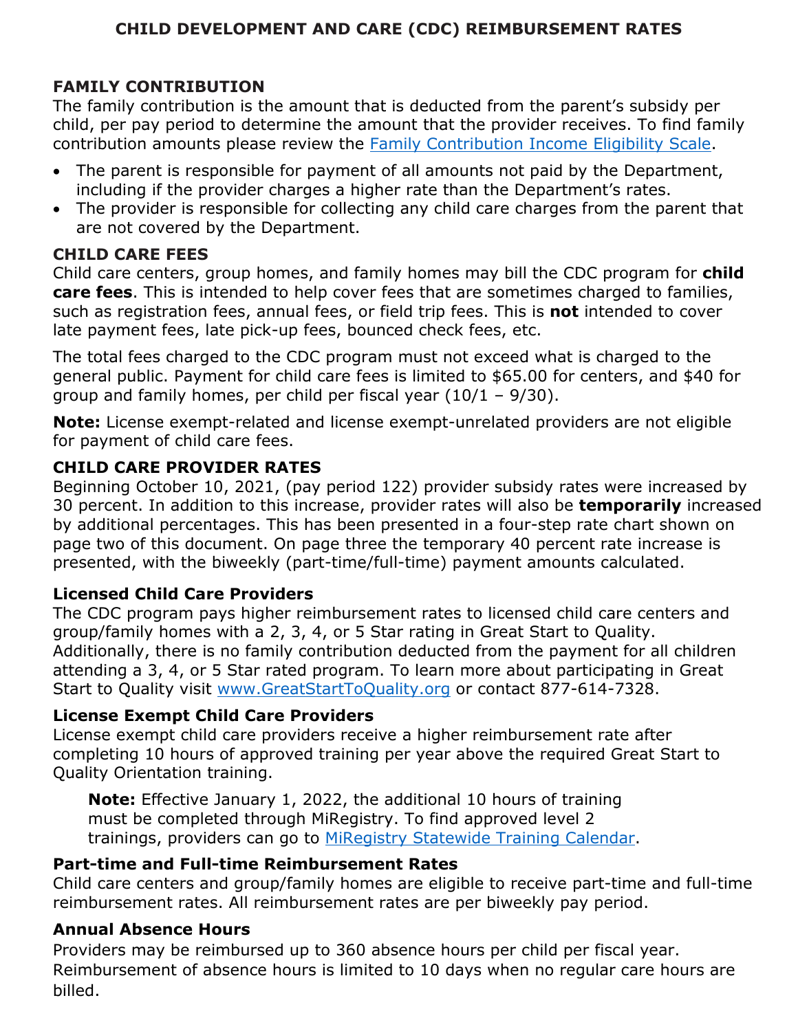# CHILD DEVELOPMENT AND CARE (CDC) REIMBURSEMENT RATES

## FAMILY CONTRIBUTION

The family contribution is the amount that is deducted from the parent's subsidy per child, per pay period to determine the amount that the provider receives. To find family contribution amounts please review the [Family Contribution Income Eligibility Scale]().

- The parent is responsible for payment of all amounts not paid by the Department, including if the provider charges a higher rate than the Department's rates.
- The provider is responsible for collecting any child care charges from the parent that are not covered by the Department.

## CHILD CARE FEES

Child care centers, group homes, and family homes may bill the CDC program for **child care fees**. This is intended to help cover fees that are sometimes charged to families, such as registration fees, annual fees, or field trip fees. This is **not** intended to cover late payment fees, late pick-up fees, bounced check fees, etc.

The total fees charged to the CDC program must not exceed what is charged to the general public. Payment for child care fees is limited to $65.00 for centers, and $40 for group and family homes, per child per fiscal year (10/1 – 9/30).

**Note:** License exempt-related and license exempt-unrelated providers are not eligible for payment of child care fees.

## CHILD CARE PROVIDER RATES

Beginning October 10, 2021, (pay period 122) provider subsidy rates were increased by 30 percent. In addition to this increase, provider rates will also be **temporarily** increased by additional percentages. This has been presented in a four-step rate chart shown on page two of this document. On page three the temporary 40 percent rate increase is presented, with the biweekly (part-time/full-time) payment amounts calculated.

### Licensed Child Care Providers

The CDC program pays higher reimbursement rates to licensed child care centers and group/family homes with a 2, 3, 4, or 5 Star rating in Great Start to Quality. Additionally, there is no family contribution deducted from the payment for all children attending a 3, 4, or 5 Star rated program. To learn more about participating in Great Start to Quality visit [www.GreatStartToQuality.org]() or contact 877-614-7328.

### License Exempt Child Care Providers

License exempt child care providers receive a higher reimbursement rate after completing 10 hours of approved training per year above the required Great Start to Quality Orientation training.

> **Note:** Effective January 1, 2022, the additional 10 hours of training must be completed through MiRegistry. To find approved level 2 trainings, providers can go to [MiRegistry Statewide Training Calendar]().

### Part-time and Full-time Reimbursement Rates

Child care centers and group/family homes are eligible to receive part-time and full-time reimbursement rates. All reimbursement rates are per biweekly pay period.

### Annual Absence Hours

Providers may be reimbursed up to 360 absence hours per child per fiscal year. Reimbursement of absence hours is limited to 10 days when no regular care hours are billed.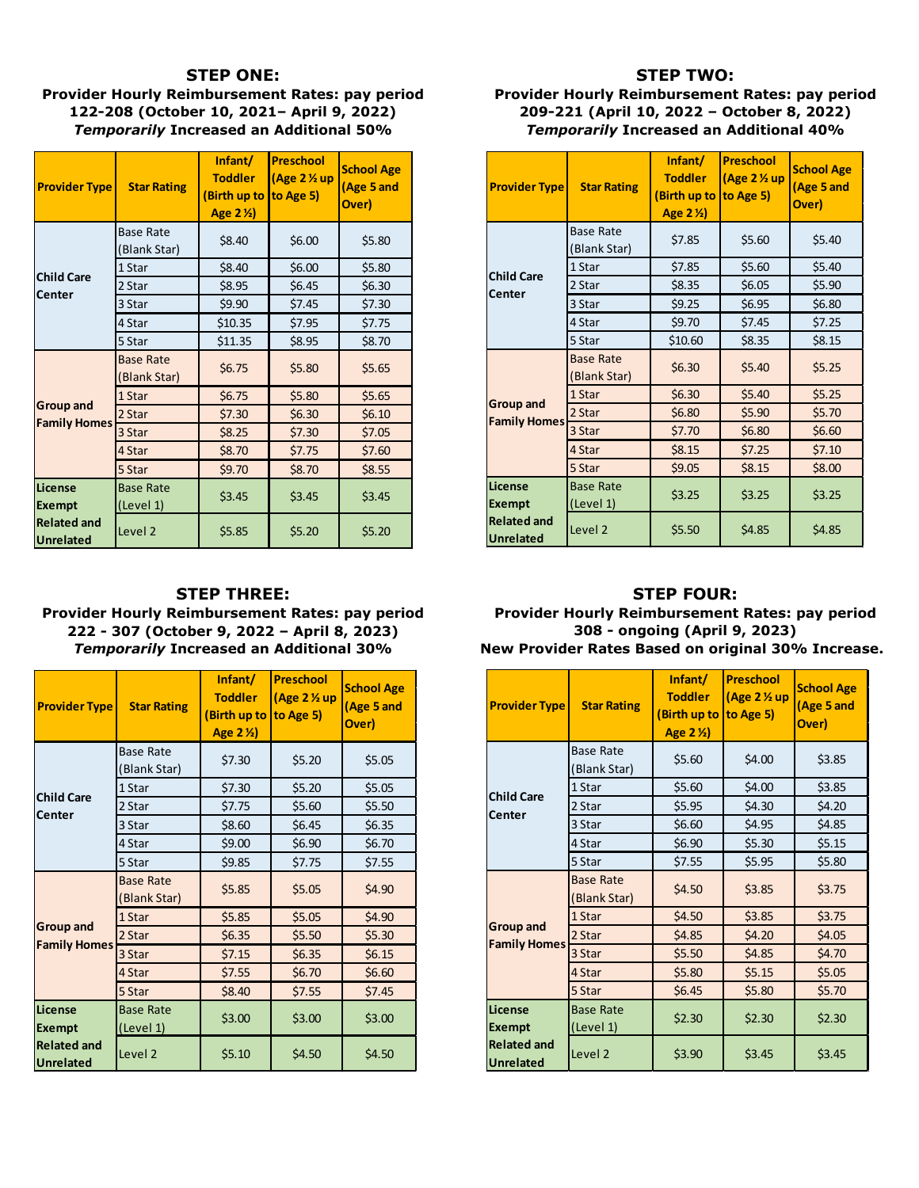## STEP ONE:

**Provider Hourly Reimbursement Rates: pay period 122-208 (October 10, 2021– April 9, 2022)**
***Temporarily* Increased an Additional 50%**

| Provider Type | Star Rating | Infant/ Toddler (Birth up to Age 2 ½) | Preschool (Age 2 ½ up to Age 5) | School Age (Age 5 and Over) |
|---|---|---|---|---|
| Child Care Center | Base Rate (Blank Star) | $8.40 | $6.00 | $5.80 |
| | 1 Star | $8.40 | $6.00 | $5.80 |
| | 2 Star | $8.95 | $6.45 | $6.30 |
| | 3 Star | $9.90 | $7.45 | $7.30 |
| | 4 Star | $10.35 | $7.95 | $7.75 |
| | 5 Star | $11.35 | $8.95 | $8.70 |
| Group and Family Homes | Base Rate (Blank Star) | $6.75 | $5.80 | $5.65 |
| | 1 Star | $6.75 | $5.80 | $5.65 |
| | 2 Star | $7.30 | $6.30 | $6.10 |
| | 3 Star | $8.25 | $7.30 | $7.05 |
| | 4 Star | $8.70 | $7.75 | $7.60 |
| | 5 Star | $9.70 | $8.70 | $8.55 |
| License Exempt Related and Unrelated | Base Rate (Level 1) | $3.45 | $3.45 | $3.45 |
| | Level 2 | $5.85 | $5.20 | $5.20 |

## STEP TWO:

**Provider Hourly Reimbursement Rates: pay period 209-221 (April 10, 2022 – October 8, 2022)**
***Temporarily* Increased an Additional 40%**

| Provider Type | Star Rating | Infant/ Toddler (Birth up to Age 2 ½) | Preschool (Age 2 ½ up to Age 5) | School Age (Age 5 and Over) |
|---|---|---|---|---|
| Child Care Center | Base Rate (Blank Star) | $7.85 | $5.60 | $5.40 |
| | 1 Star | $7.85 | $5.60 | $5.40 |
| | 2 Star | $8.35 | $6.05 | $5.90 |
| | 3 Star | $9.25 | $6.95 | $6.80 |
| | 4 Star | $9.70 | $7.45 | $7.25 |
| | 5 Star | $10.60 | $8.35 | $8.15 |
| Group and Family Homes | Base Rate (Blank Star) | $6.30 | $5.40 | $5.25 |
| | 1 Star | $6.30 | $5.40 | $5.25 |
| | 2 Star | $6.80 | $5.90 | $5.70 |
| | 3 Star | $7.70 | $6.80 | $6.60 |
| | 4 Star | $8.15 | $7.25 | $7.10 |
| | 5 Star | $9.05 | $8.15 | $8.00 |
| License Exempt Related and Unrelated | Base Rate (Level 1) | $3.25 | $3.25 | $3.25 |
| | Level 2 | $5.50 | $4.85 | $4.85 |

## STEP THREE:

**Provider Hourly Reimbursement Rates: pay period 222 - 307 (October 9, 2022 – April 8, 2023)**
***Temporarily* Increased an Additional 30%**

| Provider Type | Star Rating | Infant/ Toddler (Birth up to Age 2 ½) | Preschool (Age 2 ½ up to Age 5) | School Age (Age 5 and Over) |
|---|---|---|---|---|
| Child Care Center | Base Rate (Blank Star) | $7.30 | $5.20 | $5.05 |
| | 1 Star | $7.30 | $5.20 | $5.05 |
| | 2 Star | $7.75 | $5.60 | $5.50 |
| | 3 Star | $8.60 | $6.45 | $6.35 |
| | 4 Star | $9.00 | $6.90 | $6.70 |
| | 5 Star | $9.85 | $7.75 | $7.55 |
| Group and Family Homes | Base Rate (Blank Star) | $5.85 | $5.05 | $4.90 |
| | 1 Star | $5.85 | $5.05 | $4.90 |
| | 2 Star | $6.35 | $5.50 | $5.30 |
| | 3 Star | $7.15 | $6.35 | $6.15 |
| | 4 Star | $7.55 | $6.70 | $6.60 |
| | 5 Star | $8.40 | $7.55 | $7.45 |
| License Exempt Related and Unrelated | Base Rate (Level 1) | $3.00 | $3.00 | $3.00 |
| | Level 2 | $5.10 | $4.50 | $4.50 |

## STEP FOUR:

**Provider Hourly Reimbursement Rates: pay period 308 - ongoing (April 9, 2023)**
**New Provider Rates Based on original 30% Increase.**

| Provider Type | Star Rating | Infant/ Toddler (Birth up to Age 2 ½) | Preschool (Age 2 ½ up to Age 5) | School Age (Age 5 and Over) |
|---|---|---|---|---|
| Child Care Center | Base Rate (Blank Star) | $5.60 | $4.00 | $3.85 |
| | 1 Star | $5.60 | $4.00 | $3.85 |
| | 2 Star | $5.95 | $4.30 | $4.20 |
| | 3 Star | $6.60 | $4.95 | $4.85 |
| | 4 Star | $6.90 | $5.30 | $5.15 |
| | 5 Star | $7.55 | $5.95 | $5.80 |
| Group and Family Homes | Base Rate (Blank Star) | $4.50 | $3.85 | $3.75 |
| | 1 Star | $4.50 | $3.85 | $3.75 |
| | 2 Star | $4.85 | $4.20 | $4.05 |
| | 3 Star | $5.50 | $4.85 | $4.70 |
| | 4 Star | $5.80 | $5.15 | $5.05 |
| | 5 Star | $6.45 | $5.80 | $5.70 |
| License Exempt Related and Unrelated | Base Rate (Level 1) | $2.30 | $2.30 | $2.30 |
| | Level 2 | $3.90 | $3.45 | $3.45 |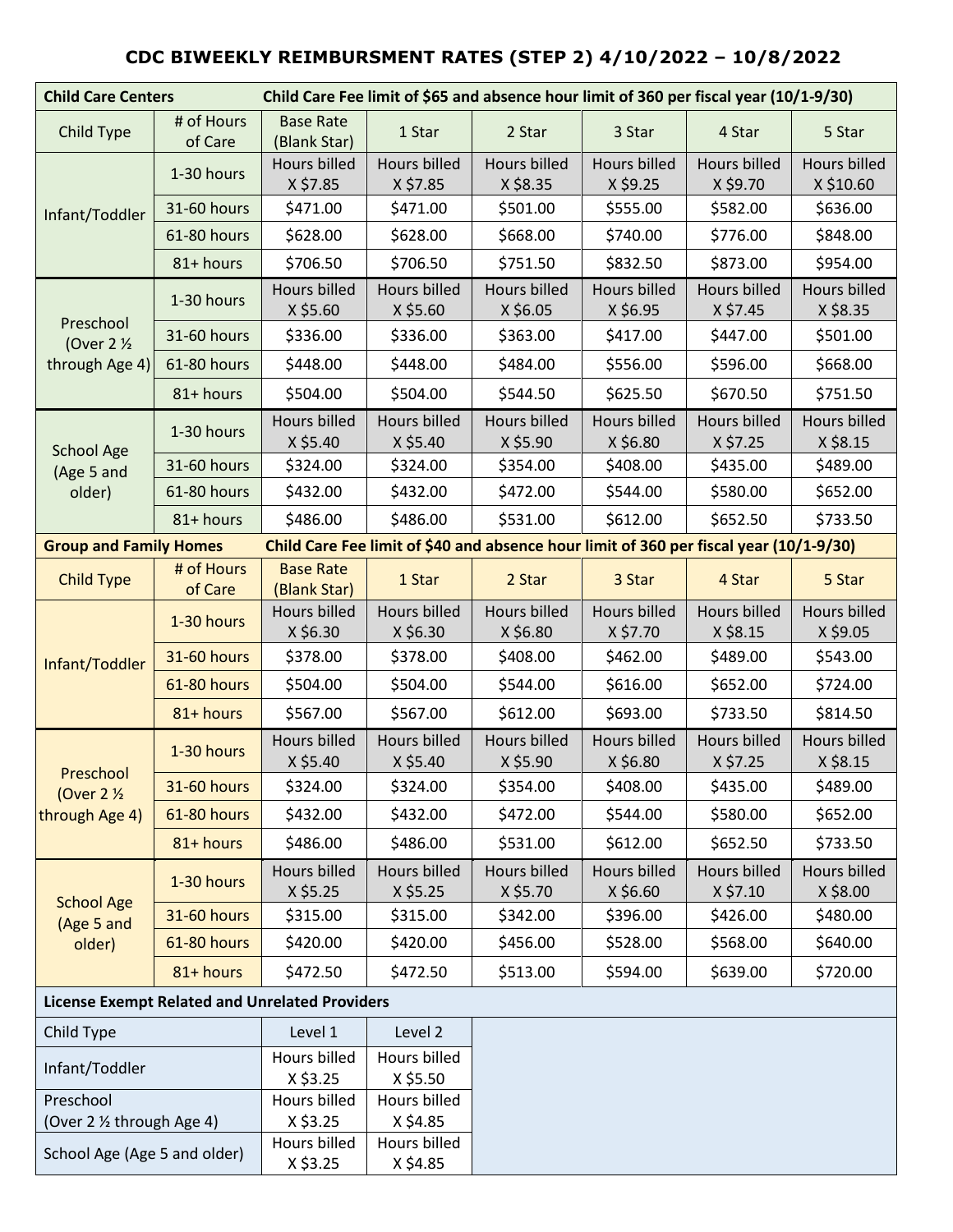# CDC BIWEEKLY REIMBURSMENT RATES (STEP 2) 4/10/2022 – 10/8/2022

| **Child Care Centers** | | **Child Care Fee limit of $65 and absence hour limit of 360 per fiscal year (10/1-9/30)** | | | | | |
|---|---|---|---|---|---|---|---|
| Child Type | # of Hours of Care | Base Rate (Blank Star) | 1 Star | 2 Star | 3 Star | 4 Star | 5 Star |
| Infant/Toddler | 1-30 hours | Hours billed X $7.85 | Hours billed X $7.85 | Hours billed X $8.35 | Hours billed X $9.25 | Hours billed X $9.70 | Hours billed X $10.60 |
| | 31-60 hours | $471.00 | $471.00 | $501.00 | $555.00 | $582.00 | $636.00 |
| | 61-80 hours | $628.00 | $628.00 | $668.00 | $740.00 | $776.00 | $848.00 |
| | 81+ hours | $706.50 | $706.50 | $751.50 | $832.50 | $873.00 | $954.00 |
| Preschool (Over 2 ½ through Age 4) | 1-30 hours | Hours billed X $5.60 | Hours billed X $5.60 | Hours billed X $6.05 | Hours billed X $6.95 | Hours billed X $7.45 | Hours billed X $8.35 |
| | 31-60 hours | $336.00 | $336.00 | $363.00 | $417.00 | $447.00 | $501.00 |
| | 61-80 hours | $448.00 | $448.00 | $484.00 | $556.00 | $596.00 | $668.00 |
| | 81+ hours | $504.00 | $504.00 | $544.50 | $625.50 | $670.50 | $751.50 |
| School Age (Age 5 and older) | 1-30 hours | Hours billed X $5.40 | Hours billed X $5.40 | Hours billed X $5.90 | Hours billed X $6.80 | Hours billed X $7.25 | Hours billed X $8.15 |
| | 31-60 hours | $324.00 | $324.00 | $354.00 | $408.00 | $435.00 | $489.00 |
| | 61-80 hours | $432.00 | $432.00 | $472.00 | $544.00 | $580.00 | $652.00 |
| | 81+ hours | $486.00 | $486.00 | $531.00 | $612.00 | $652.50 | $733.50 |

| **Group and Family Homes** | | **Child Care Fee limit of $40 and absence hour limit of 360 per fiscal year (10/1-9/30)** | | | | | |
|---|---|---|---|---|---|---|---|
| Child Type | # of Hours of Care | Base Rate (Blank Star) | 1 Star | 2 Star | 3 Star | 4 Star | 5 Star |
| Infant/Toddler | 1-30 hours | Hours billed X $6.30 | Hours billed X $6.30 | Hours billed X $6.80 | Hours billed X $7.70 | Hours billed X $8.15 | Hours billed X $9.05 |
| | 31-60 hours | $378.00 | $378.00 | $408.00 | $462.00 | $489.00 | $543.00 |
| | 61-80 hours | $504.00 | $504.00 | $544.00 | $616.00 | $652.00 | $724.00 |
| | 81+ hours | $567.00 | $567.00 | $612.00 | $693.00 | $733.50 | $814.50 |
| Preschool (Over 2 ½ through Age 4) | 1-30 hours | Hours billed X $5.40 | Hours billed X $5.40 | Hours billed X $5.90 | Hours billed X $6.80 | Hours billed X $7.25 | Hours billed X $8.15 |
| | 31-60 hours | $324.00 | $324.00 | $354.00 | $408.00 | $435.00 | $489.00 |
| | 61-80 hours | $432.00 | $432.00 | $472.00 | $544.00 | $580.00 | $652.00 |
| | 81+ hours | $486.00 | $486.00 | $531.00 | $612.00 | $652.50 | $733.50 |
| School Age (Age 5 and older) | 1-30 hours | Hours billed X $5.25 | Hours billed X $5.25 | Hours billed X $5.70 | Hours billed X $6.60 | Hours billed X $7.10 | Hours billed X $8.00 |
| | 31-60 hours | $315.00 | $315.00 | $342.00 | $396.00 | $426.00 | $480.00 |
| | 61-80 hours | $420.00 | $420.00 | $456.00 | $528.00 | $568.00 | $640.00 |
| | 81+ hours | $472.50 | $472.50 | $513.00 | $594.00 | $639.00 | $720.00 |

| **License Exempt Related and Unrelated Providers** | | |
|---|---|---|
| Child Type | Level 1 | Level 2 |
| Infant/Toddler | Hours billed X $3.25 | Hours billed X $5.50 |
| Preschool (Over 2 ½ through Age 4) | Hours billed X $3.25 | Hours billed X $4.85 |
| School Age (Age 5 and older) | Hours billed X $3.25 | Hours billed X $4.85 |